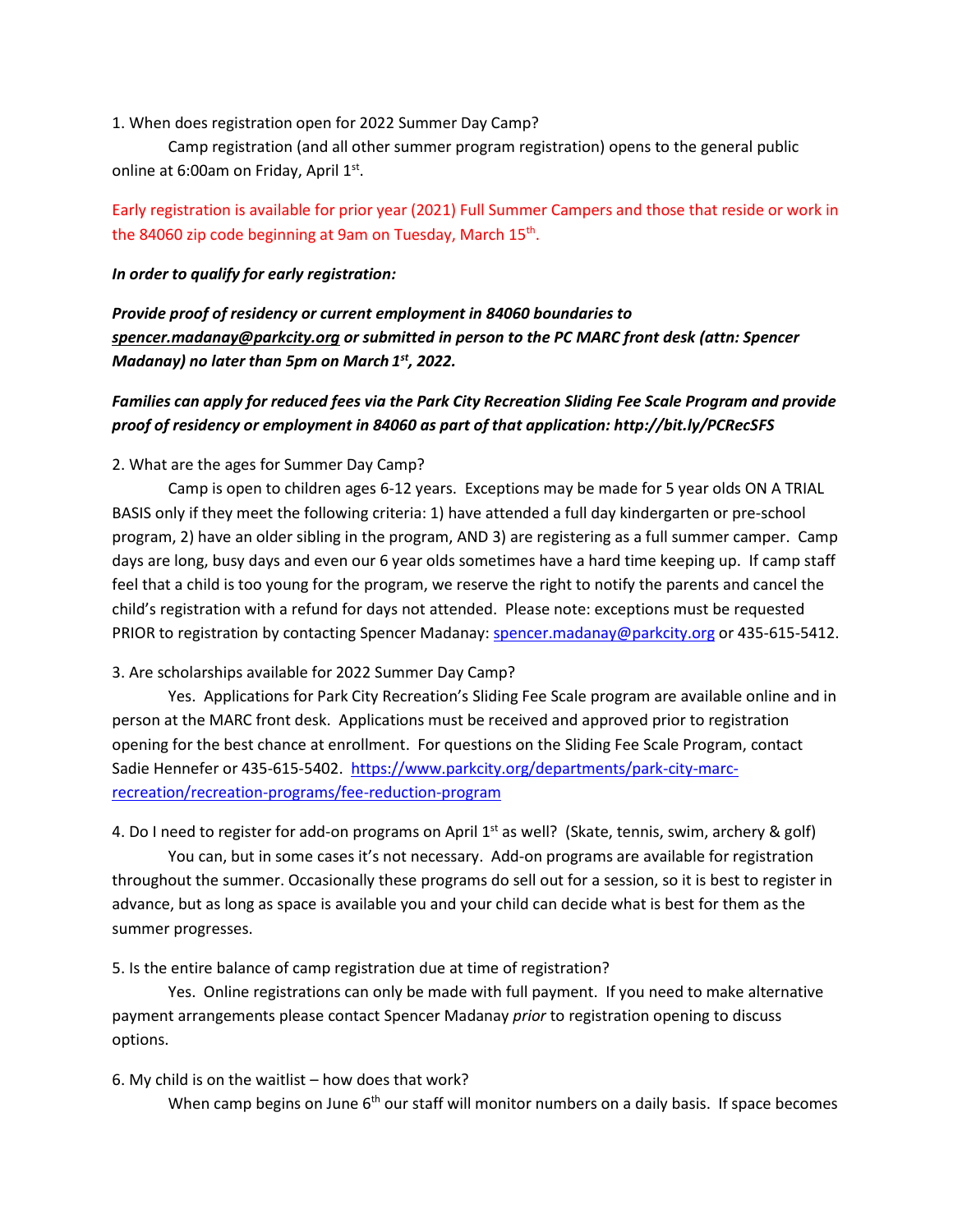1. When does registration open for 2022 Summer Day Camp?

Camp registration (and all other summer program registration) opens to the general public online at 6:00am on Friday, April 1st.

Early registration is available for prior year (2021) Full Summer Campers and those that reside or work in the 84060 zip code beginning at 9am on Tuesday, March 15th.

***In order to qualify for early registration:***

***Provide proof of residency or current employment in 84060 boundaries to spencer.madanay@parkcity.org or submitted in person to the PC MARC front desk (attn: Spencer Madanay) no later than 5pm on March 1st, 2022.***

***Families can apply for reduced fees via the Park City Recreation Sliding Fee Scale Program and provide proof of residency or employment in 84060 as part of that application: http://bit.ly/PCRecSFS***

2. What are the ages for Summer Day Camp?

Camp is open to children ages 6-12 years. Exceptions may be made for 5 year olds ON A TRIAL BASIS only if they meet the following criteria: 1) have attended a full day kindergarten or pre-school program, 2) have an older sibling in the program, AND 3) are registering as a full summer camper. Camp days are long, busy days and even our 6 year olds sometimes have a hard time keeping up. If camp staff feel that a child is too young for the program, we reserve the right to notify the parents and cancel the child's registration with a refund for days not attended. Please note: exceptions must be requested PRIOR to registration by contacting Spencer Madanay: spencer.madanay@parkcity.org or 435-615-5412.

3. Are scholarships available for 2022 Summer Day Camp?

Yes. Applications for Park City Recreation's Sliding Fee Scale program are available online and in person at the MARC front desk. Applications must be received and approved prior to registration opening for the best chance at enrollment. For questions on the Sliding Fee Scale Program, contact Sadie Hennefer or 435-615-5402. https://www.parkcity.org/departments/park-city-marc-recreation/recreation-programs/fee-reduction-program

4. Do I need to register for add-on programs on April 1st as well? (Skate, tennis, swim, archery & golf)

You can, but in some cases it's not necessary. Add-on programs are available for registration throughout the summer. Occasionally these programs do sell out for a session, so it is best to register in advance, but as long as space is available you and your child can decide what is best for them as the summer progresses.

5. Is the entire balance of camp registration due at time of registration?

Yes. Online registrations can only be made with full payment. If you need to make alternative payment arrangements please contact Spencer Madanay *prior* to registration opening to discuss options.

6. My child is on the waitlist – how does that work?

When camp begins on June 6th our staff will monitor numbers on a daily basis. If space becomes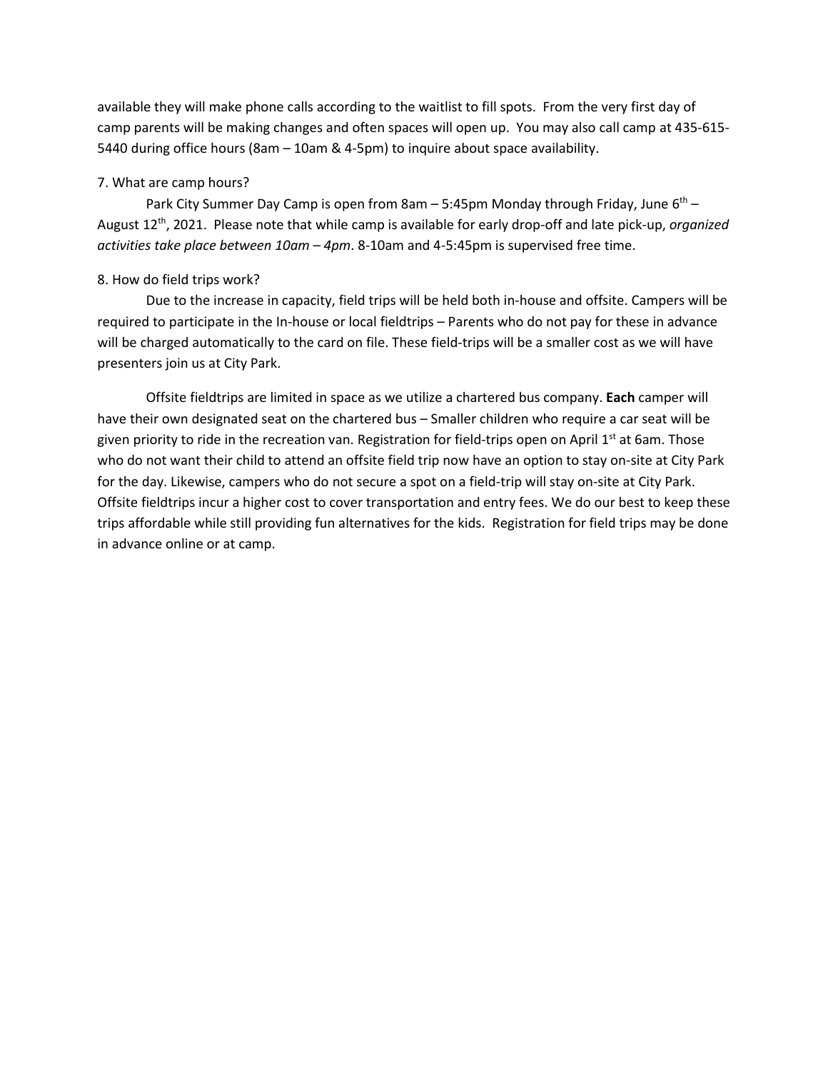available they will make phone calls according to the waitlist to fill spots. From the very first day of camp parents will be making changes and often spaces will open up. You may also call camp at 435-615-5440 during office hours (8am – 10am & 4-5pm) to inquire about space availability.

7. What are camp hours?

Park City Summer Day Camp is open from 8am – 5:45pm Monday through Friday, June 6th – August 12th, 2021. Please note that while camp is available for early drop-off and late pick-up, *organized activities take place between 10am – 4pm*. 8-10am and 4-5:45pm is supervised free time.

8. How do field trips work?

Due to the increase in capacity, field trips will be held both in-house and offsite. Campers will be required to participate in the In-house or local fieldtrips – Parents who do not pay for these in advance will be charged automatically to the card on file. These field-trips will be a smaller cost as we will have presenters join us at City Park.

Offsite fieldtrips are limited in space as we utilize a chartered bus company. **Each** camper will have their own designated seat on the chartered bus – Smaller children who require a car seat will be given priority to ride in the recreation van. Registration for field-trips open on April 1st at 6am. Those who do not want their child to attend an offsite field trip now have an option to stay on-site at City Park for the day. Likewise, campers who do not secure a spot on a field-trip will stay on-site at City Park. Offsite fieldtrips incur a higher cost to cover transportation and entry fees. We do our best to keep these trips affordable while still providing fun alternatives for the kids. Registration for field trips may be done in advance online or at camp.